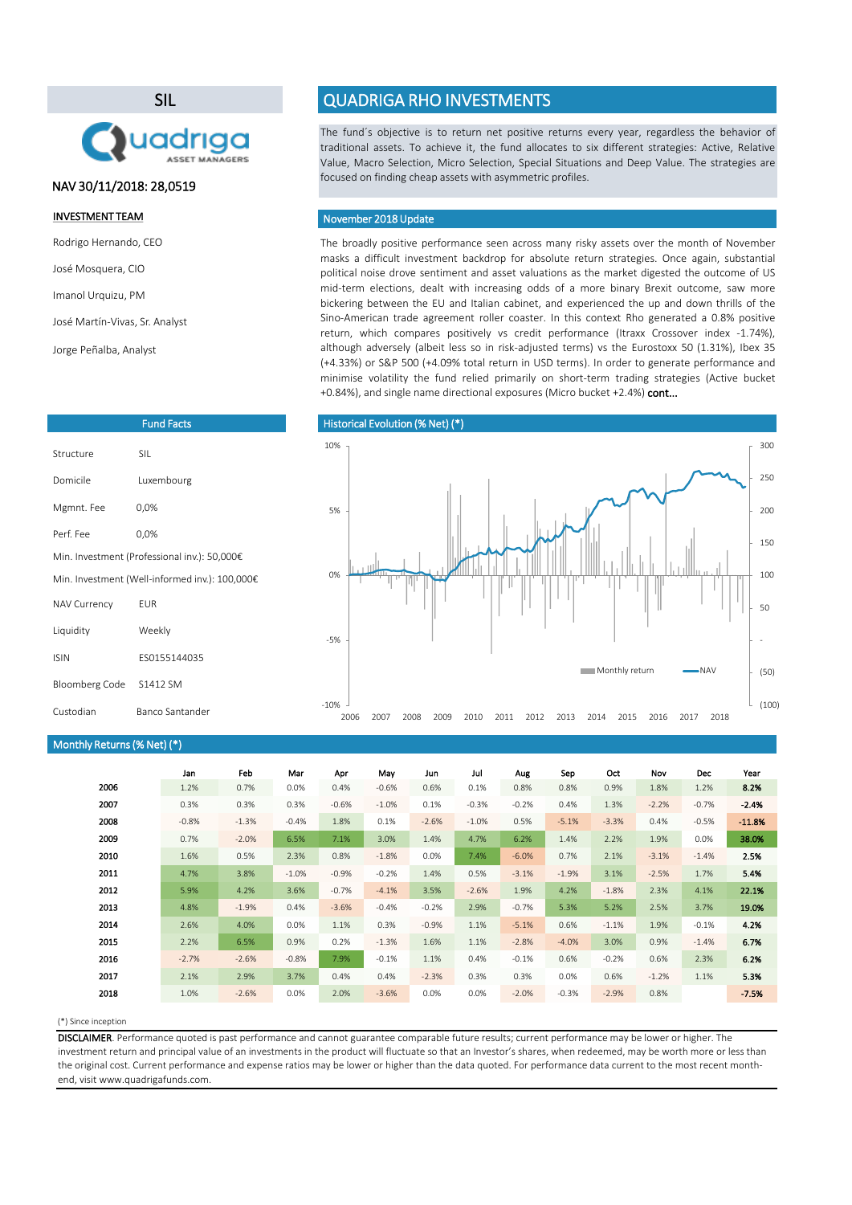# SIL

Quadriga ASSET MANAGERS

**NAV 30/11/2018: 28,0519**

## INVESTMENT TEAM

Rodrigo Hernando, CEO

José Mosquera, CIO

Imanol Urquizu, PM

José Martín-Vivas, Sr. Analyst

Jorge Peñalba, Analyst

# QUADRIGA RHO INVESTMENTS

The fund´s objective is to return net positive returns every year, regardless the behavior of traditional assets. To achieve it, the fund allocates to six different strategies: Active, Relative Value, Macro Selection, Micro Selection, Special Situations and Deep Value. The strategies are focused on finding cheap assets with asymmetric profiles.

## November 2018 Update

The broadly positive performance seen across many risky assets over the month of November masks a difficult investment backdrop for absolute return strategies. Once again, substantial political noise drove sentiment and asset valuations as the market digested the outcome of US mid-term elections, dealt with increasing odds of a more binary Brexit outcome, saw more bickering between the EU and Italian cabinet, and experienced the up and down thrills of the Sino-American trade agreement roller coaster. In this context Rho generated a 0.8% positive return, which compares positively vs credit performance (Itraxx Crossover index -1.74%), although adversely (albeit less so in risk-adjusted terms) vs the Eurostoxx 50 (1.31%), Ibex 35 (+4.33%) or S&P 500 (+4.09% total return in USD terms). In order to generate performance and minimise volatility the fund relied primarily on short-term trading strategies (Active bucket +0.84%), and single name directional exposures (Micro bucket +2.4%) **cont...**

## Fund Facts

| | |
|---|---|
| Structure | SIL |
| Domicile | Luxembourg |
| Mgmnt. Fee | 0,0% |
| Perf. Fee | 0,0% |
| Min. Investment (Professional inv.): 50,000€ | |
| Min. Investment (Well-informed inv.): 100,000€ | |
| NAV Currency | EUR |
| Liquidity | Weekly |
| ISIN | ES0155144035 |
| Bloomberg Code | S1412 SM |
| Custodian | Banco Santander |

## Historical Evolution (% Net) (*)

Legend: Monthly return, NAV

## Monthly Returns (% Net) (*)

| | Jan | Feb | Mar | Apr | May | Jun | Jul | Aug | Sep | Oct | Nov | Dec | Year |
|---|---|---|---|---|---|---|---|---|---|---|---|---|---|
| 2006 | 1.2% | 0.7% | 0.0% | 0.4% | -0.6% | 0.6% | 0.1% | 0.8% | 0.8% | 0.9% | 1.8% | 1.2% | **8.2%** |
| 2007 | 0.3% | 0.3% | 0.3% | -0.6% | -1.0% | 0.1% | -0.3% | -0.2% | 0.4% | 1.3% | -2.2% | -0.7% | **-2.4%** |
| 2008 | -0.8% | -1.3% | -0.4% | 1.8% | 0.1% | -2.6% | -1.0% | 0.5% | -5.1% | -3.3% | 0.4% | -0.5% | **-11.8%** |
| 2009 | 0.7% | -2.0% | 6.5% | 7.1% | 3.0% | 1.4% | 4.7% | 6.2% | 1.4% | 2.2% | 1.9% | 0.0% | **38.0%** |
| 2010 | 1.6% | 0.5% | 2.3% | 0.8% | -1.8% | 0.0% | 7.4% | -6.0% | 0.7% | 2.1% | -3.1% | -1.4% | **2.5%** |
| 2011 | 4.7% | 3.8% | -1.0% | -0.9% | -0.2% | 1.4% | 0.5% | -3.1% | -1.9% | 3.1% | -2.5% | 1.7% | **5.4%** |
| 2012 | 5.9% | 4.2% | 3.6% | -0.7% | -4.1% | 3.5% | -2.6% | 1.9% | 4.2% | -1.8% | 2.3% | 4.1% | **22.1%** |
| 2013 | 4.8% | -1.9% | 0.4% | -3.6% | -0.4% | -0.2% | 2.9% | -0.7% | 5.3% | 5.2% | 2.5% | 3.7% | **19.0%** |
| 2014 | 2.6% | 4.0% | 0.0% | 1.1% | 0.3% | -0.9% | 1.1% | -5.1% | 0.6% | -1.1% | 1.9% | -0.1% | **4.2%** |
| 2015 | 2.2% | 6.5% | 0.9% | 0.2% | -1.3% | 1.6% | 1.1% | -2.8% | -4.0% | 3.0% | 0.9% | -1.4% | **6.7%** |
| 2016 | -2.7% | -2.6% | -0.8% | 7.9% | -0.1% | 1.1% | 0.4% | -0.1% | 0.6% | -0.2% | 0.6% | 2.3% | **6.2%** |
| 2017 | 2.1% | 2.9% | 3.7% | 0.4% | 0.4% | -2.3% | 0.3% | 0.3% | 0.0% | 0.6% | -1.2% | 1.1% | **5.3%** |
| 2018 | 1.0% | -2.6% | 0.0% | 2.0% | -3.6% | 0.0% | 0.0% | -2.0% | -0.3% | -2.9% | 0.8% | | **-7.5%** |

(*) Since inception

**DISCLAIMER**. Performance quoted is past performance and cannot guarantee comparable future results; current performance may be lower or higher. The investment return and principal value of an investments in the product will fluctuate so that an Investor's shares, when redeemed, may be worth more or less than the original cost. Current performance and expense ratios may be lower or higher than the data quoted. For performance data current to the most recent month-end, visit www.quadrigafunds.com.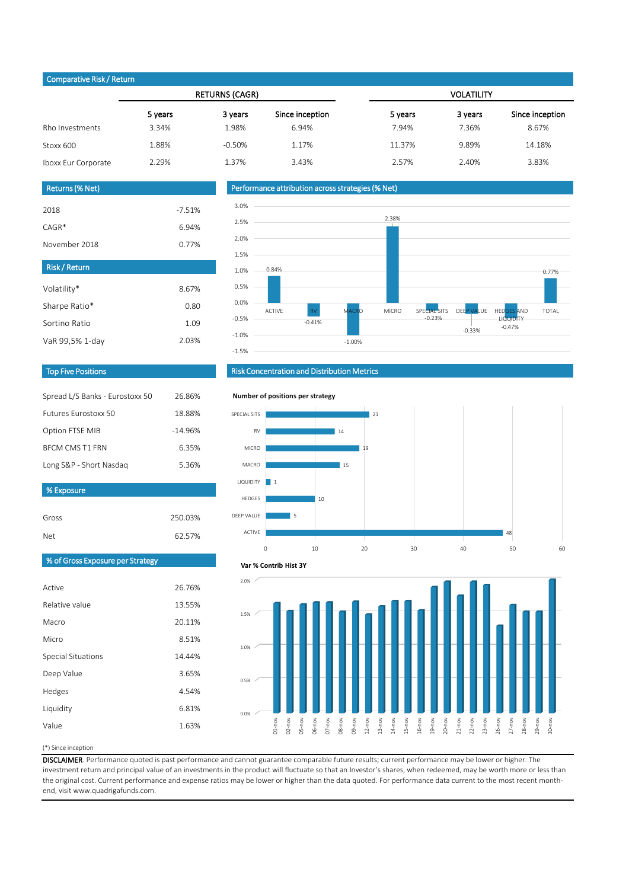## Comparative Risk / Return

| | RETURNS (CAGR) | | | VOLATILITY | | |
|---|---|---|---|---|---|---|
| | 5 years | 3 years | Since inception | 5 years | 3 years | Since inception |
| Rho Investments | 3.34% | 1.98% | 6.94% | 7.94% | 7.36% | 8.67% |
| Stoxx 600 | 1.88% | -0.50% | 1.17% | 11.37% | 9.89% | 14.18% |
| Iboxx Eur Corporate | 2.29% | 1.37% | 3.43% | 2.57% | 2.40% | 3.83% |

## Returns (% Net)

| | |
|---|---|
| 2018 | -7.51% |
| CAGR* | 6.94% |
| November 2018 | 0.77% |

## Risk / Return

| | |
|---|---|
| Volatility* | 8.67% |
| Sharpe Ratio* | 0.80 |
| Sortino Ratio | 1.09 |
| VaR 99,5% 1-day | 2.03% |

## Performance attribution across strategies (% Net)

| Strategy | % Net |
|---|---|
| ACTIVE | 0.84% |
| RV | -0.41% |
| MACRO | -1.00% |
| MICRO | 2.38% |
| SPECIAL SITS | -0.23% |
| DEEP VALUE | -0.33% |
| HEDGES AND LIQUIDITY | -0.47% |
| TOTAL | 0.77% |

## Top Five Positions

| | |
|---|---|
| Spread L/S Banks - Eurostoxx 50 | 26.86% |
| Futures Eurostoxx 50 | 18.88% |
| Option FTSE MIB | -14.96% |
| BFCM CMS T1 FRN | 6.35% |
| Long S&P - Short Nasdaq | 5.36% |

## % Exposure

| | |
|---|---|
| Gross | 250.03% |
| Net | 62.57% |

## % of Gross Exposure per Strategy

| | |
|---|---|
| Active | 26.76% |
| Relative value | 13.55% |
| Macro | 20.11% |
| Micro | 8.51% |
| Special Situations | 14.44% |
| Deep Value | 3.65% |
| Hedges | 4.54% |
| Liquidity | 6.81% |
| Value | 1.63% |

## Risk Concentration and Distribution Metrics

**Number of positions per strategy**

| Strategy | Positions |
|---|---|
| SPECIAL SITS | 21 |
| RV | 14 |
| MICRO | 19 |
| MACRO | 15 |
| LIQUIDITY | 1 |
| HEDGES | 10 |
| DEEP VALUE | 5 |
| ACTIVE | 48 |

**Var % Contrib Hist 3Y**

(*) Since inception

**DISCLAIMER**. Performance quoted is past performance and cannot guarantee comparable future results; current performance may be lower or higher. The investment return and principal value of an investments in the product will fluctuate so that an Investor's shares, when redeemed, may be worth more or less than the original cost. Current performance and expense ratios may be lower or higher than the data quoted. For performance data current to the most recent month-end, visit www.quadrigafunds.com.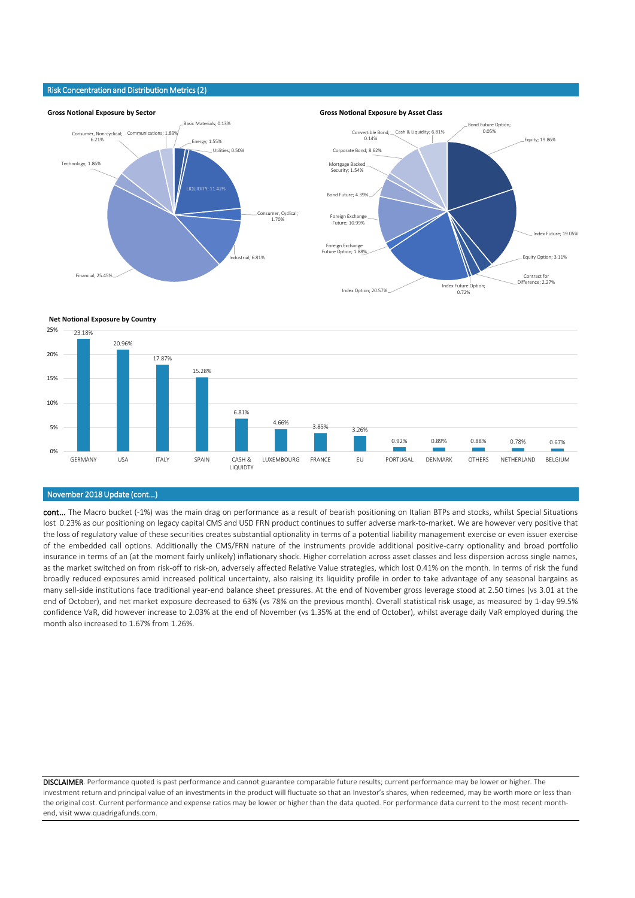## Risk Concentration and Distribution Metrics (2)

**Gross Notional Exposure by Sector**

Basic Materials; 0.13%
Communications; 1.89%
Energy; 1.55%
Utilities; 0.50%
Consumer, Non-cyclical; 6.21%
Technology; 1.86%
LIQUIDITY; 11.42%
Consumer, Cyclical; 1.70%
Industrial; 6.81%
Financial; 25.45%

**Gross Notional Exposure by Asset Class**

Bond Future Option; 0.05%
Convertible Bond; 0.14%
Cash & Liquidity; 6.81%
Equity; 19.86%
Corporate Bond; 8.62%
Mortgage Backed Security; 1.54%
Bond Future; 4.39%
Foreign Exchange Future; 10.99%
Index Future; 19.05%
Foreign Exchange Future Option; 1.88%
Equity Option; 3.11%
Contract for Difference; 2.27%
Index Future Option; 0.72%
Index Option; 20.57%

**Net Notional Exposure by Country**

25%
20%
15%
10%
5%
0%

GERMANY 23.18%
USA 20.96%
ITALY 17.87%
SPAIN 15.28%
CASH & LIQUIDITY 6.81%
LUXEMBOURG 4.66%
FRANCE 3.85%
EU 3.26%
PORTUGAL 0.92%
DENMARK 0.89%
OTHERS 0.88%
NETHERLAND 0.78%
BELGIUM 0.67%

## November 2018 Update (cont...)

**cont...** The Macro bucket (-1%) was the main drag on performance as a result of bearish positioning on Italian BTPs and stocks, whilst Special Situations lost 0.23% as our positioning on legacy capital CMS and USD FRN product continues to suffer adverse mark-to-market. We are however very positive that the loss of regulatory value of these securities creates substantial optionality in terms of a potential liability management exercise or even issuer exercise of the embedded call options. Additionally the CMS/FRN nature of the instruments provide additional positive-carry optionality and broad portfolio insurance in terms of an (at the moment fairly unlikely) inflationary shock. Higher correlation across asset classes and less dispersion across single names, as the market switched on from risk-off to risk-on, adversely affected Relative Value strategies, which lost 0.41% on the month. In terms of risk the fund broadly reduced exposures amid increased political uncertainty, also raising its liquidity profile in order to take advantage of any seasonal bargains as many sell-side institutions face traditional year-end balance sheet pressures. At the end of November gross leverage stood at 2.50 times (vs 3.01 at the end of October), and net market exposure decreased to 63% (vs 78% on the previous month). Overall statistical risk usage, as measured by 1-day 99.5% confidence VaR, did however increase to 2.03% at the end of November (vs 1.35% at the end of October), whilst average daily VaR employed during the month also increased to 1.67% from 1.26%.

**DISCLAIMER**. Performance quoted is past performance and cannot guarantee comparable future results; current performance may be lower or higher. The investment return and principal value of an investments in the product will fluctuate so that an Investor's shares, when redeemed, may be worth more or less than the original cost. Current performance and expense ratios may be lower or higher than the data quoted. For performance data current to the most recent month-end, visit www.quadrigafunds.com.